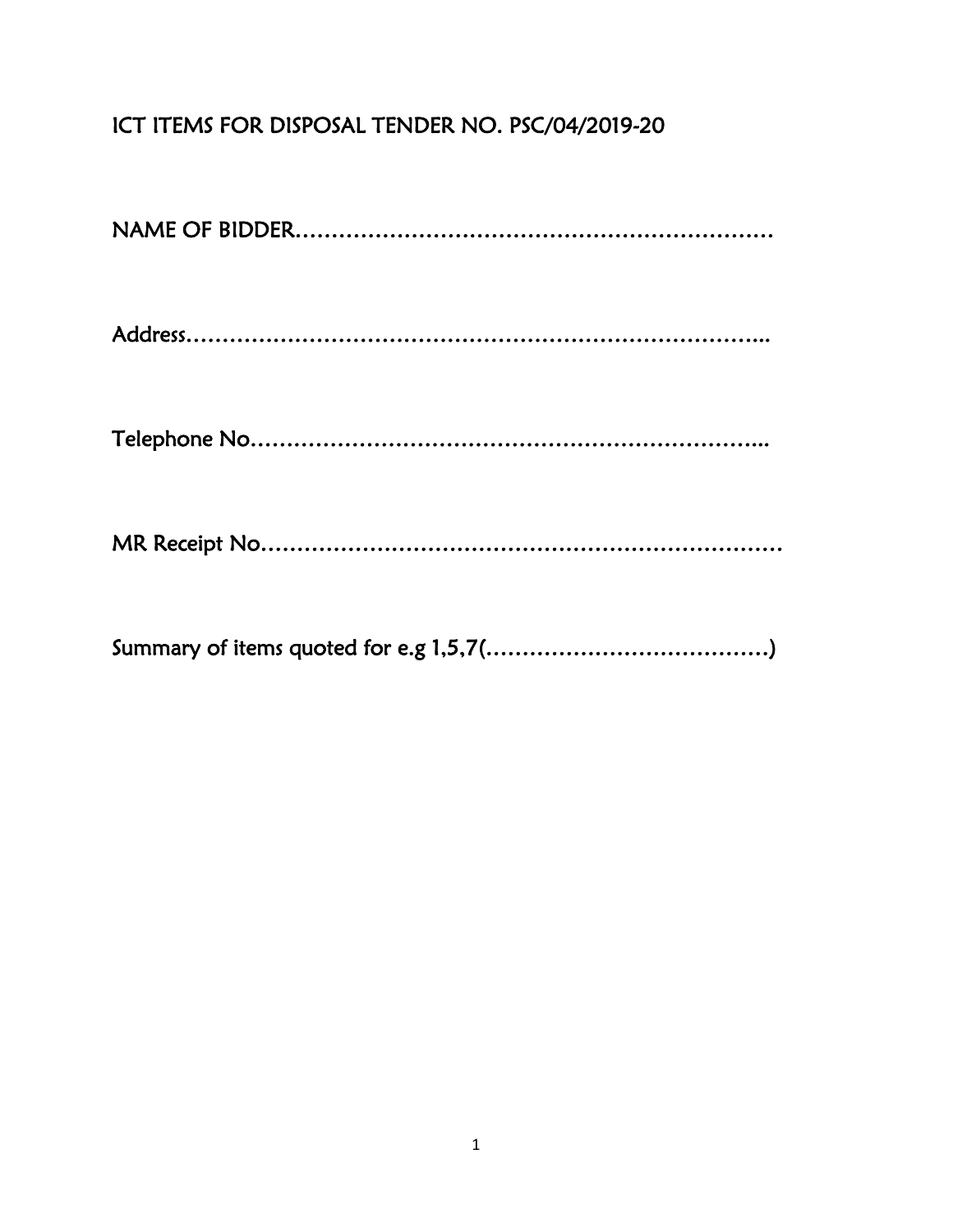# ICT ITEMS FOR DISPOSAL TENDER NO. PSC/04/2019-20

NAME OF BIDDER…………………………………………………………

Address………………………………………………………………..

Telephone No……………………………………………………………..

MR Receipt No…………………………………………………………

Summary of items quoted for e.g 1,5,7(…………………………………)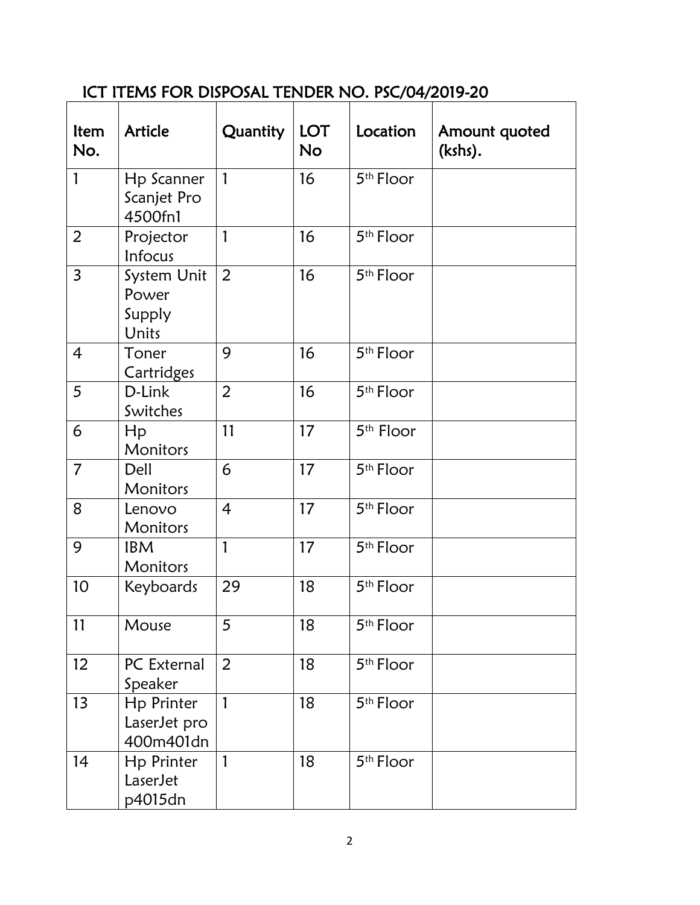## ICT ITEMS FOR DISPOSAL TENDER NO. PSC/04/2019-20

| Item No. | Article | Quantity | LOT No | Location | Amount quoted (kshs). |
|---|---|---|---|---|---|
| 1 | Hp Scanner Scanjet Pro 4500fn1 | 1 | 16 | 5th Floor | |
| 2 | Projector Infocus | 1 | 16 | 5th Floor | |
| 3 | System Unit Power Supply Units | 2 | 16 | 5th Floor | |
| 4 | Toner Cartridges | 9 | 16 | 5th Floor | |
| 5 | D-Link Switches | 2 | 16 | 5th Floor | |
| 6 | Hp Monitors | 11 | 17 | 5th Floor | |
| 7 | Dell Monitors | 6 | 17 | 5th Floor | |
| 8 | Lenovo Monitors | 4 | 17 | 5th Floor | |
| 9 | IBM Monitors | 1 | 17 | 5th Floor | |
| 10 | Keyboards | 29 | 18 | 5th Floor | |
| 11 | Mouse | 5 | 18 | 5th Floor | |
| 12 | PC External Speaker | 2 | 18 | 5th Floor | |
| 13 | Hp Printer LaserJet pro 400m401dn | 1 | 18 | 5th Floor | |
| 14 | Hp Printer LaserJet p4015dn | 1 | 18 | 5th Floor | |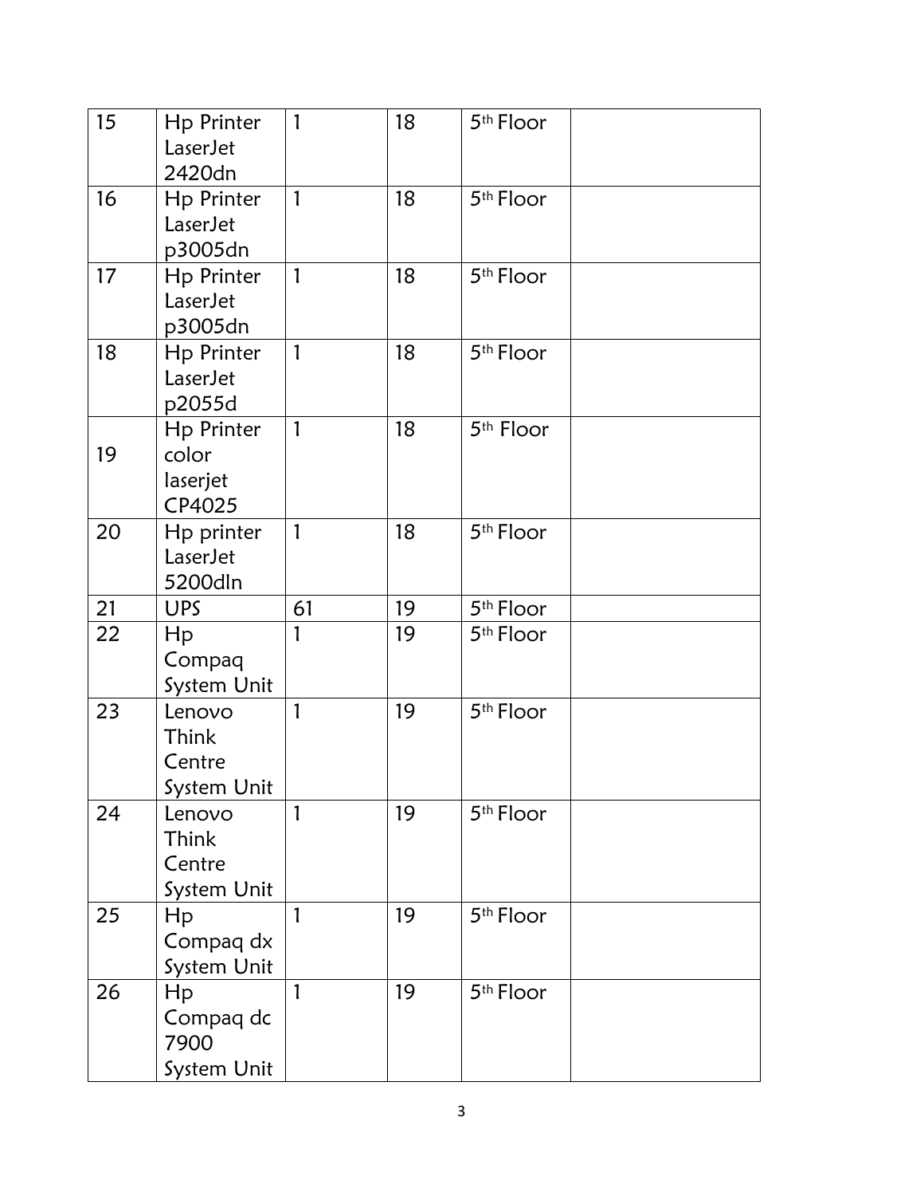| | | | | | |
|---|---|---|---|---|---|
| 15 | Hp Printer LaserJet 2420dn | 1 | 18 | 5th Floor | |
| 16 | Hp Printer LaserJet p3005dn | 1 | 18 | 5th Floor | |
| 17 | Hp Printer LaserJet p3005dn | 1 | 18 | 5th Floor | |
| 18 | Hp Printer LaserJet p2055d | 1 | 18 | 5th Floor | |
| 19 | Hp Printer color laserjet CP4025 | 1 | 18 | 5th Floor | |
| 20 | Hp printer LaserJet 5200dln | 1 | 18 | 5th Floor | |
| 21 | UPS | 61 | 19 | 5th Floor | |
| 22 | Hp Compaq System Unit | 1 | 19 | 5th Floor | |
| 23 | Lenovo Think Centre System Unit | 1 | 19 | 5th Floor | |
| 24 | Lenovo Think Centre System Unit | 1 | 19 | 5th Floor | |
| 25 | Hp Compaq dx System Unit | 1 | 19 | 5th Floor | |
| 26 | Hp Compaq dc 7900 System Unit | 1 | 19 | 5th Floor | |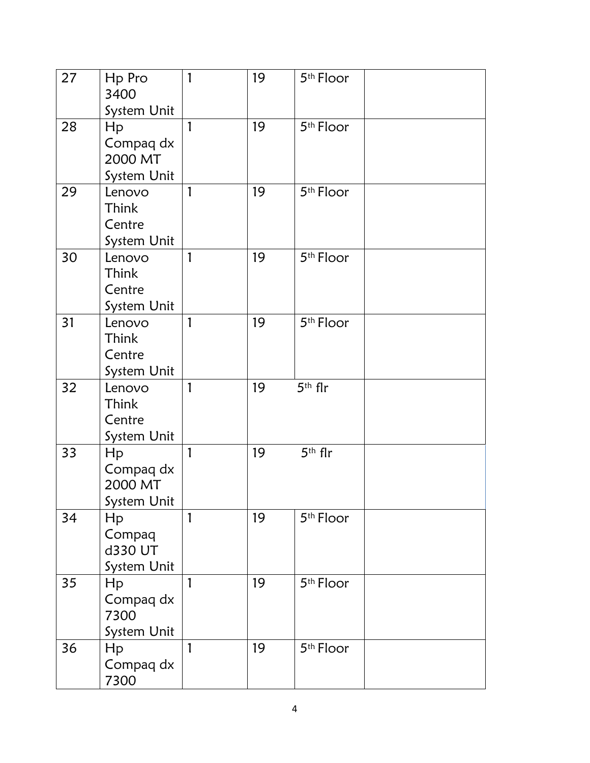| | | | | | |
|---|---|---|---|---|---|
| 27 | Hp Pro 3400 System Unit | 1 | 19 | 5th Floor | |
| 28 | Hp Compaq dx 2000 MT System Unit | 1 | 19 | 5th Floor | |
| 29 | Lenovo Think Centre System Unit | 1 | 19 | 5th Floor | |
| 30 | Lenovo Think Centre System Unit | 1 | 19 | 5th Floor | |
| 31 | Lenovo Think Centre System Unit | 1 | 19 | 5th Floor | |
| 32 | Lenovo Think Centre System Unit | 1 | 19 | 5th flr | |
| 33 | Hp Compaq dx 2000 MT System Unit | 1 | 19 | 5th flr | |
| 34 | Hp Compaq d330 UT System Unit | 1 | 19 | 5th Floor | |
| 35 | Hp Compaq dx 7300 System Unit | 1 | 19 | 5th Floor | |
| 36 | Hp Compaq dx 7300 | 1 | 19 | 5th Floor | |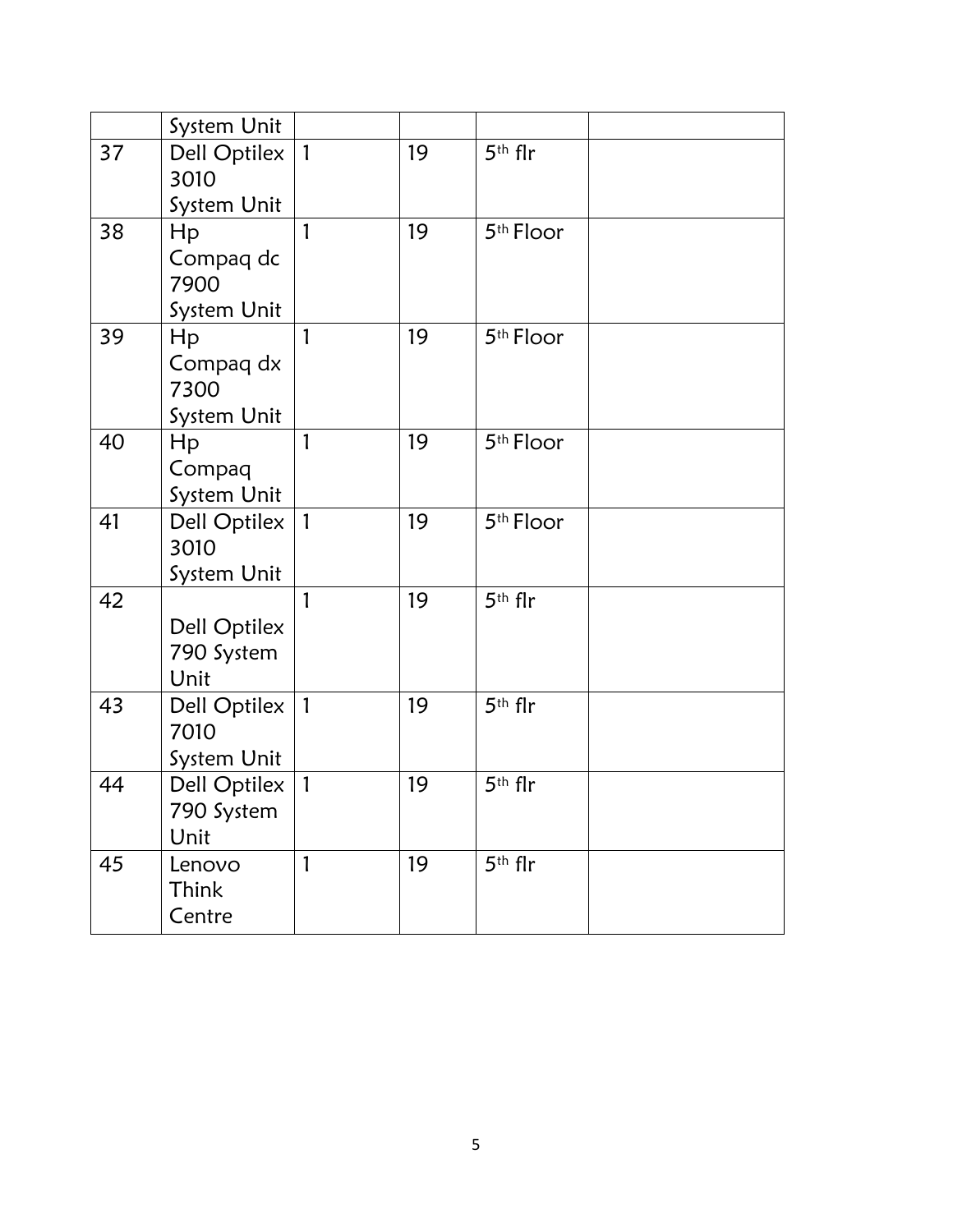| | | | | | |
|---|---|---|---|---|---|
| | System Unit | | | | |
| 37 | Dell Optilex 3010 System Unit | 1 | 19 | 5th flr | |
| 38 | Hp Compaq dc 7900 System Unit | 1 | 19 | 5th Floor | |
| 39 | Hp Compaq dx 7300 System Unit | 1 | 19 | 5th Floor | |
| 40 | Hp Compaq System Unit | 1 | 19 | 5th Floor | |
| 41 | Dell Optilex 3010 System Unit | 1 | 19 | 5th Floor | |
| 42 | Dell Optilex 790 System Unit | 1 | 19 | 5th flr | |
| 43 | Dell Optilex 7010 System Unit | 1 | 19 | 5th flr | |
| 44 | Dell Optilex 790 System Unit | 1 | 19 | 5th flr | |
| 45 | Lenovo Think Centre | 1 | 19 | 5th flr | |